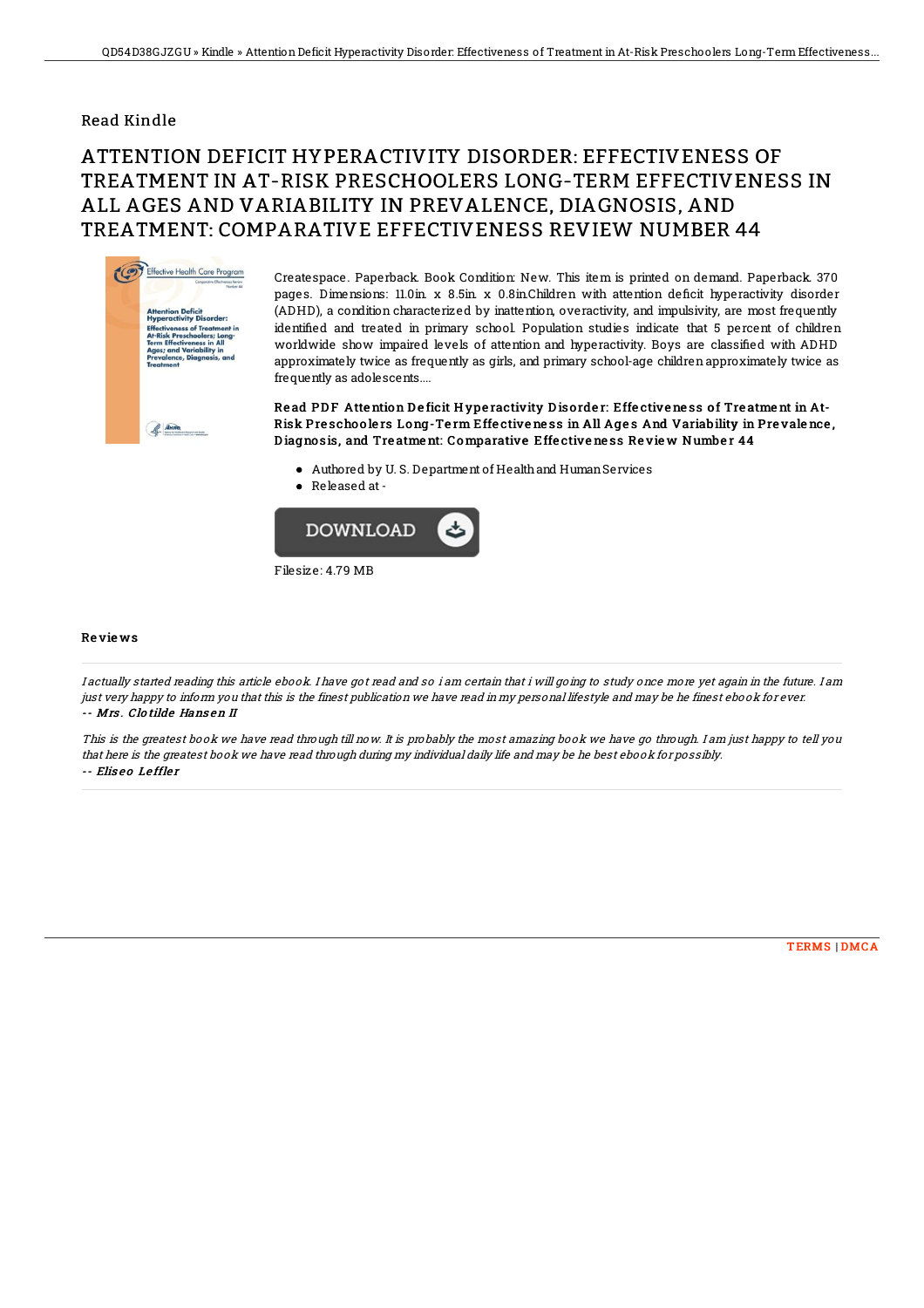Read Kindle

# ATTENTION DEFICIT HYPERACTIVITY DISORDER: EFFECTIVENESS OF TREATMENT IN AT-RISK PRESCHOOLERS LONG-TERM EFFECTIVENESS IN ALL AGES AND VARIABILITY IN PREVALENCE, DIAGNOSIS, AND TREATMENT: COMPARATIVE EFFECTIVENESS REVIEW NUMBER 44

Createspace. Paperback. Book Condition: New. This item is printed on demand. Paperback. 370 pages. Dimensions: 11.0in. x 8.5in. x 0.8in.Children with attention deficit hyperactivity disorder (ADHD), a condition characterized by inattention, overactivity, and impulsivity, are most frequently identified and treated in primary school. Population studies indicate that 5 percent of children worldwide show impaired levels of attention and hyperactivity. Boys are classified with ADHD approximately twice as frequently as girls, and primary school-age children approximately twice as frequently as adolescents....

**Read PDF Attention Deficit Hyperactivity Disorder: Effectiveness of Treatment in At-Risk Preschoolers Long-Term Effectiveness in All Ages And Variability in Prevalence, Diagnosis, and Treatment: Comparative Effectiveness Review Number 44**

- Authored by U. S. Department of Health and Human Services
- Released at -

DOWNLOAD

Filesize: 4.79 MB

## Reviews

*I actually started reading this article ebook. I have got read and so i am certain that i will going to study once more yet again in the future. I am just very happy to inform you that this is the finest publication we have read in my personal lifestyle and may be he finest ebook for ever.*
*-- Mrs. Clotilde Hansen II*

*This is the greatest book we have read through till now. It is probably the most amazing book we have go through. I am just happy to tell you that here is the greatest book we have read through during my individual daily life and may be he best ebook for possibly.*
*-- Eliseo Leffler*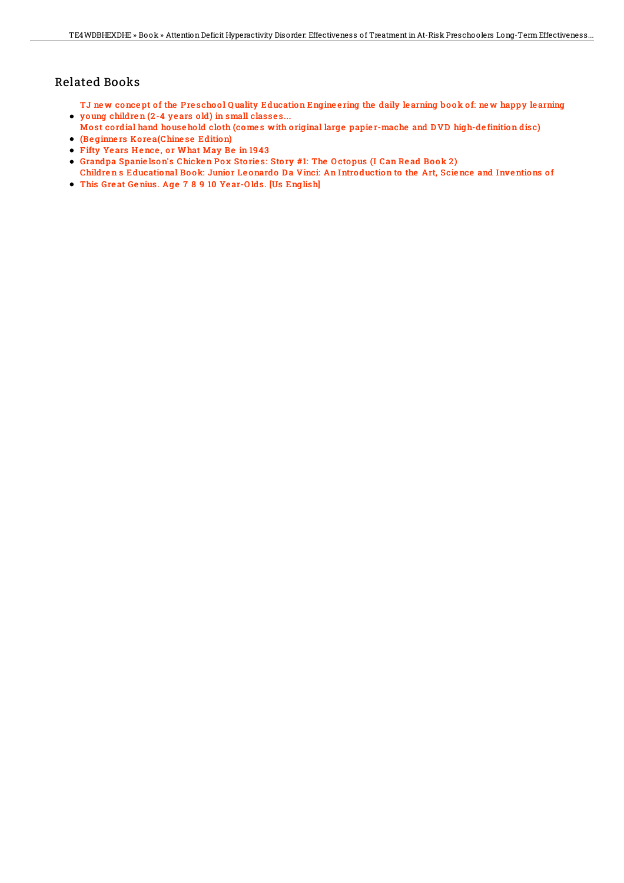## Related Books

- TJ new concept of the Preschool Quality Education Engineering the daily learning book of: new happy learning young children (2-4 years old) in small classes...
- Most cordial hand household cloth (comes with original large papier-mache and DVD high-definition disc) (Beginners Korea(Chinese Edition)
- Fifty Years Hence, or What May Be in 1943
- Grandpa Spanielson's Chicken Pox Stories: Story #1: The Octopus (I Can Read Book 2)
- Children s Educational Book: Junior Leonardo Da Vinci: An Introduction to the Art, Science and Inventions of This Great Genius. Age 7 8 9 10 Year-Olds. [Us English]